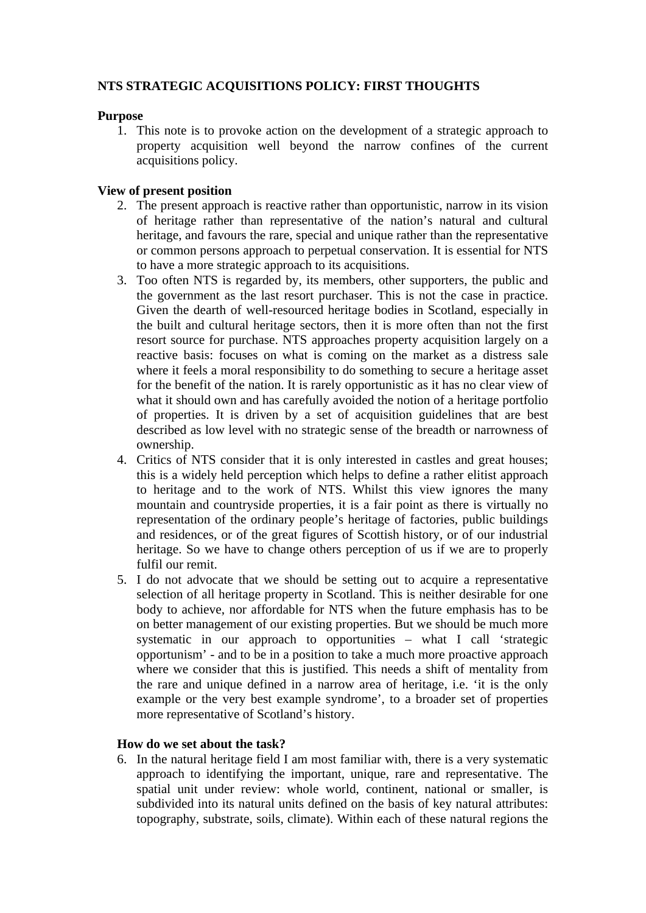**NTS STRATEGIC ACQUISITIONS POLICY: FIRST THOUGHTS**

**Purpose**

1. This note is to provoke action on the development of a strategic approach to property acquisition well beyond the narrow confines of the current acquisitions policy.

**View of present position**

2. The present approach is reactive rather than opportunistic, narrow in its vision of heritage rather than representative of the nation's natural and cultural heritage, and favours the rare, special and unique rather than the representative or common persons approach to perpetual conservation. It is essential for NTS to have a more strategic approach to its acquisitions.
3. Too often NTS is regarded by, its members, other supporters, the public and the government as the last resort purchaser. This is not the case in practice. Given the dearth of well-resourced heritage bodies in Scotland, especially in the built and cultural heritage sectors, then it is more often than not the first resort source for purchase. NTS approaches property acquisition largely on a reactive basis: focuses on what is coming on the market as a distress sale where it feels a moral responsibility to do something to secure a heritage asset for the benefit of the nation. It is rarely opportunistic as it has no clear view of what it should own and has carefully avoided the notion of a heritage portfolio of properties. It is driven by a set of acquisition guidelines that are best described as low level with no strategic sense of the breadth or narrowness of ownership.
4. Critics of NTS consider that it is only interested in castles and great houses; this is a widely held perception which helps to define a rather elitist approach to heritage and to the work of NTS. Whilst this view ignores the many mountain and countryside properties, it is a fair point as there is virtually no representation of the ordinary people's heritage of factories, public buildings and residences, or of the great figures of Scottish history, or of our industrial heritage. So we have to change others perception of us if we are to properly fulfil our remit.
5. I do not advocate that we should be setting out to acquire a representative selection of all heritage property in Scotland. This is neither desirable for one body to achieve, nor affordable for NTS when the future emphasis has to be on better management of our existing properties. But we should be much more systematic in our approach to opportunities – what I call 'strategic opportunism' - and to be in a position to take a much more proactive approach where we consider that this is justified. This needs a shift of mentality from the rare and unique defined in a narrow area of heritage, i.e. 'it is the only example or the very best example syndrome', to a broader set of properties more representative of Scotland's history.

**How do we set about the task?**

6. In the natural heritage field I am most familiar with, there is a very systematic approach to identifying the important, unique, rare and representative. The spatial unit under review: whole world, continent, national or smaller, is subdivided into its natural units defined on the basis of key natural attributes: topography, substrate, soils, climate). Within each of these natural regions the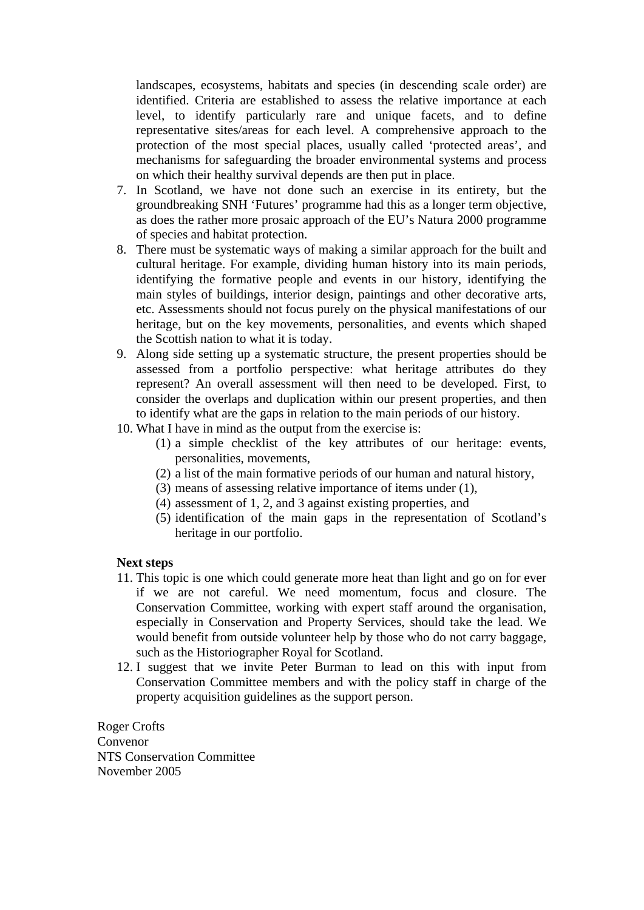landscapes, ecosystems, habitats and species (in descending scale order) are identified. Criteria are established to assess the relative importance at each level, to identify particularly rare and unique facets, and to define representative sites/areas for each level. A comprehensive approach to the protection of the most special places, usually called 'protected areas', and mechanisms for safeguarding the broader environmental systems and process on which their healthy survival depends are then put in place.

7. In Scotland, we have not done such an exercise in its entirety, but the groundbreaking SNH 'Futures' programme had this as a longer term objective, as does the rather more prosaic approach of the EU's Natura 2000 programme of species and habitat protection.
8. There must be systematic ways of making a similar approach for the built and cultural heritage. For example, dividing human history into its main periods, identifying the formative people and events in our history, identifying the main styles of buildings, interior design, paintings and other decorative arts, etc. Assessments should not focus purely on the physical manifestations of our heritage, but on the key movements, personalities, and events which shaped the Scottish nation to what it is today.
9. Along side setting up a systematic structure, the present properties should be assessed from a portfolio perspective: what heritage attributes do they represent? An overall assessment will then need to be developed. First, to consider the overlaps and duplication within our present properties, and then to identify what are the gaps in relation to the main periods of our history.
10. What I have in mind as the output from the exercise is:
    (1) a simple checklist of the key attributes of our heritage: events, personalities, movements,
    (2) a list of the main formative periods of our human and natural history,
    (3) means of assessing relative importance of items under (1),
    (4) assessment of 1, 2, and 3 against existing properties, and
    (5) identification of the main gaps in the representation of Scotland's heritage in our portfolio.

**Next steps**

11. This topic is one which could generate more heat than light and go on for ever if we are not careful. We need momentum, focus and closure. The Conservation Committee, working with expert staff around the organisation, especially in Conservation and Property Services, should take the lead. We would benefit from outside volunteer help by those who do not carry baggage, such as the Historiographer Royal for Scotland.
12. I suggest that we invite Peter Burman to lead on this with input from Conservation Committee members and with the policy staff in charge of the property acquisition guidelines as the support person.

Roger Crofts
Convenor
NTS Conservation Committee
November 2005